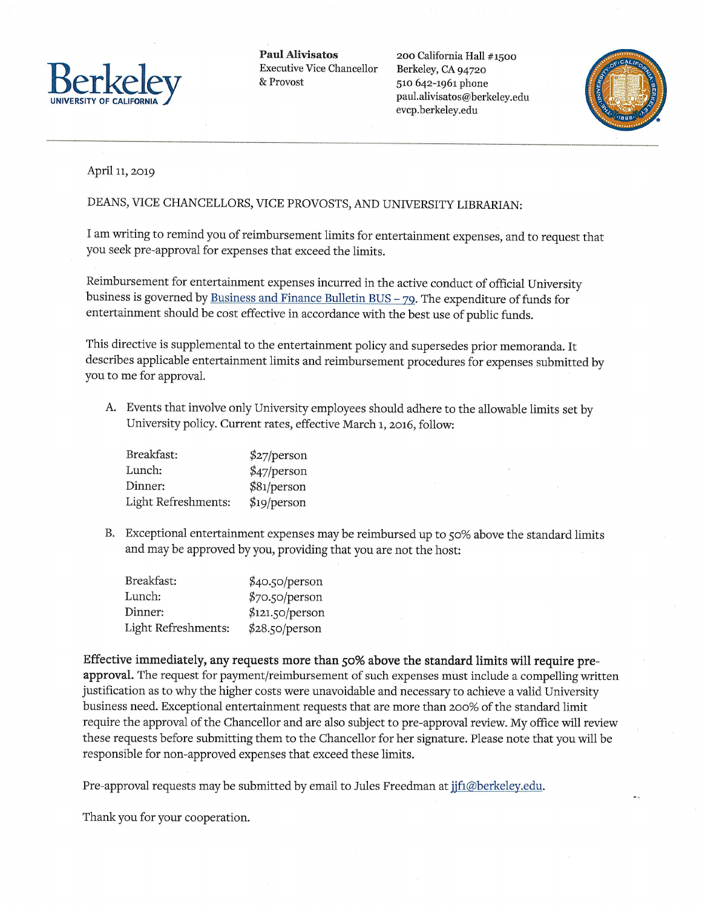Berkeley
UNIVERSITY OF CALIFORNIA

**Paul Alivisatos**
Executive Vice Chancellor
& Provost

200 California Hall #1500
Berkeley, CA 94720
510 642-1961 phone
paul.alivisatos@berkeley.edu
evcp.berkeley.edu

April 11, 2019

DEANS, VICE CHANCELLORS, VICE PROVOSTS, AND UNIVERSITY LIBRARIAN:

I am writing to remind you of reimbursement limits for entertainment expenses, and to request that you seek pre-approval for expenses that exceed the limits.

Reimbursement for entertainment expenses incurred in the active conduct of official University business is governed by [Business and Finance Bulletin BUS – 79](). The expenditure of funds for entertainment should be cost effective in accordance with the best use of public funds.

This directive is supplemental to the entertainment policy and supersedes prior memoranda. It describes applicable entertainment limits and reimbursement procedures for expenses submitted by you to me for approval.

A. Events that involve only University employees should adhere to the allowable limits set by University policy. Current rates, effective March 1, 2016, follow:

| | |
|---|---|
| Breakfast: | $27/person |
| Lunch: | $47/person |
| Dinner: | $81/person |
| Light Refreshments: | $19/person |

B. Exceptional entertainment expenses may be reimbursed up to 50% above the standard limits and may be approved by you, providing that you are not the host:

| | |
|---|---|
| Breakfast: | $40.50/person |
| Lunch: | $70.50/person |
| Dinner: | $121.50/person |
| Light Refreshments: | $28.50/person |

**Effective immediately, any requests more than 50% above the standard limits will require pre-approval.** The request for payment/reimbursement of such expenses must include a compelling written justification as to why the higher costs were unavoidable and necessary to achieve a valid University business need. Exceptional entertainment requests that are more than 200% of the standard limit require the approval of the Chancellor and are also subject to pre-approval review. My office will review these requests before submitting them to the Chancellor for her signature. Please note that you will be responsible for non-approved expenses that exceed these limits.

Pre-approval requests may be submitted by email to Jules Freedman at jjf1@berkeley.edu.

Thank you for your cooperation.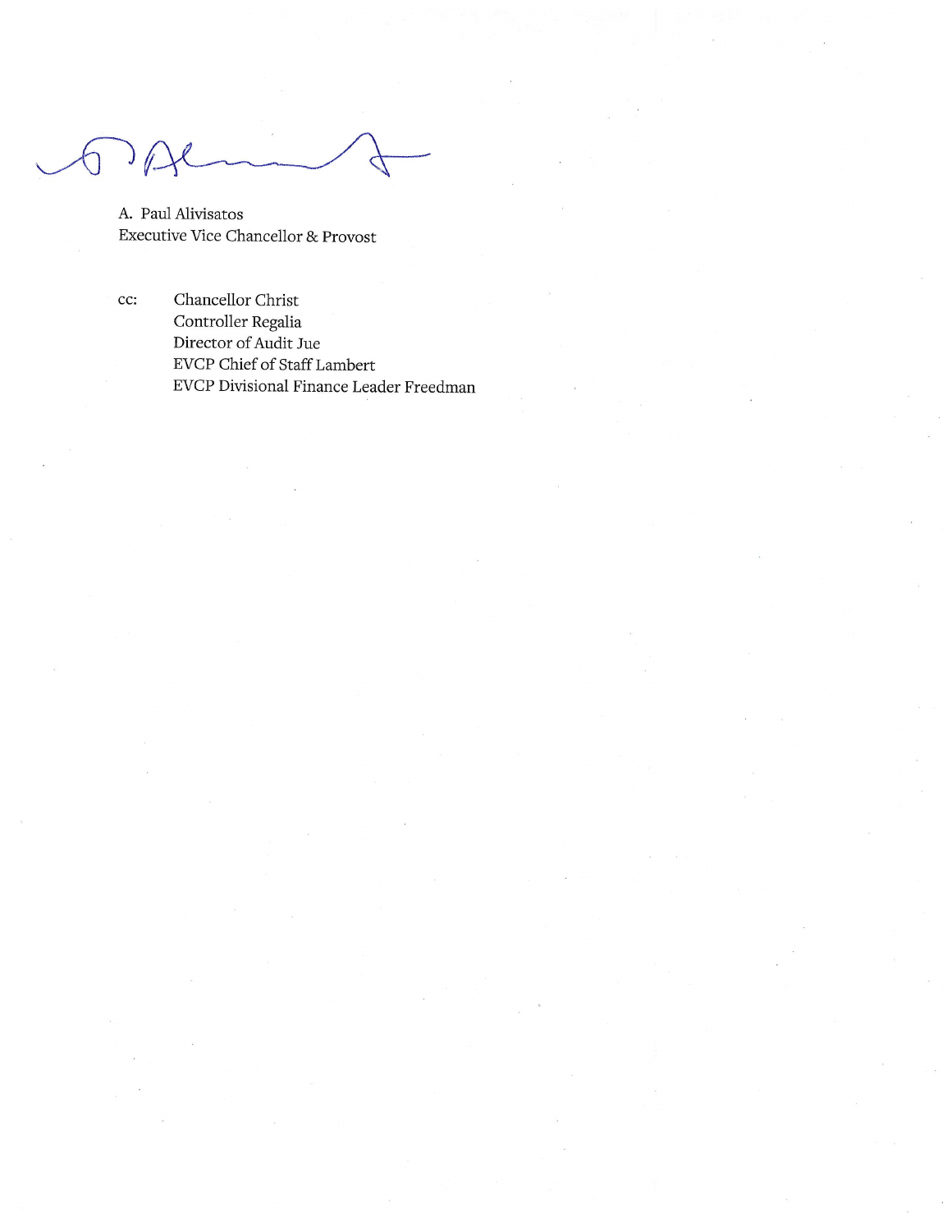A. Paul Alivisatos
Executive Vice Chancellor & Provost

cc: Chancellor Christ
Controller Regalia
Director of Audit Jue
EVCP Chief of Staff Lambert
EVCP Divisional Finance Leader Freedman